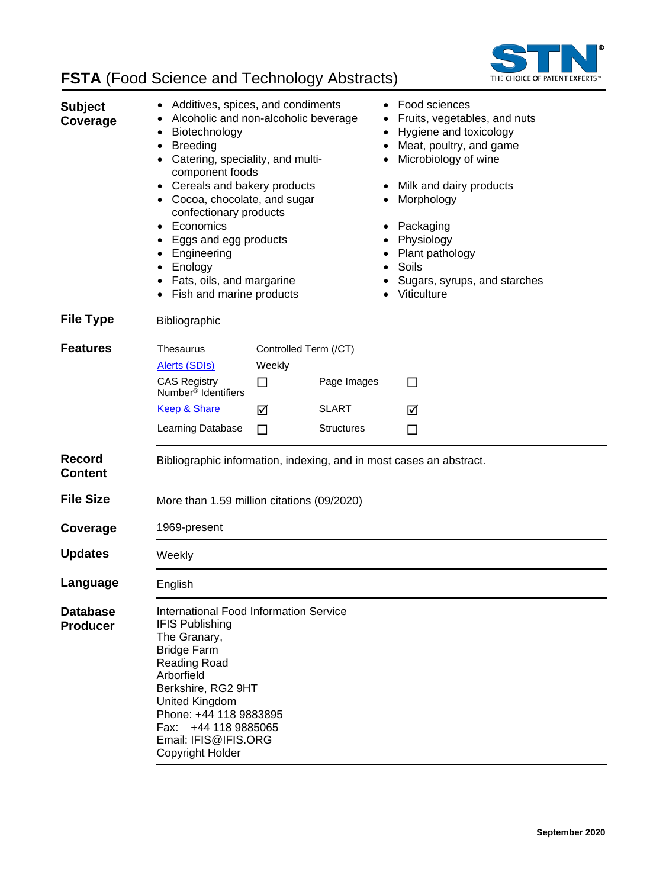# FSTA (Food Science and Technology Abstracts)

## Subject Coverage

- Additives, spices, and condiments
- Alcoholic and non-alcoholic beverage
- Biotechnology
- Breeding
- Catering, speciality, and multi-component foods
- Cereals and bakery products
- Cocoa, chocolate, and sugar confectionary products
- Economics
- Eggs and egg products
- Engineering
- Enology
- Fats, oils, and margarine
- Fish and marine products
- Food sciences
- Fruits, vegetables, and nuts
- Hygiene and toxicology
- Meat, poultry, and game
- Microbiology of wine
- Milk and dairy products
- Morphology
- Packaging
- Physiology
- Plant pathology
- Soils
- Sugars, syrups, and starches
- Viticulture

## File Type

Bibliographic

## Features

| | | | |
|---|---|---|---|
| Thesaurus | Controlled Term (/CT) | | |
| Alerts (SDIs) | Weekly | | |
| CAS Registry Number® Identifiers | ☐ | Page Images | ☐ |
| Keep & Share | ☑ | SLART | ☑ |
| Learning Database | ☐ | Structures | ☐ |

## Record Content

Bibliographic information, indexing, and in most cases an abstract.

## File Size

More than 1.59 million citations (09/2020)

## Coverage

1969-present

## Updates

Weekly

## Language

English

## Database Producer

International Food Information Service
IFIS Publishing
The Granary,
Bridge Farm
Reading Road
Arborfield
Berkshire, RG2 9HT
United Kingdom
Phone: +44 118 9883895
Fax: +44 118 9885065
Email: IFIS@IFIS.ORG
Copyright Holder

September 2020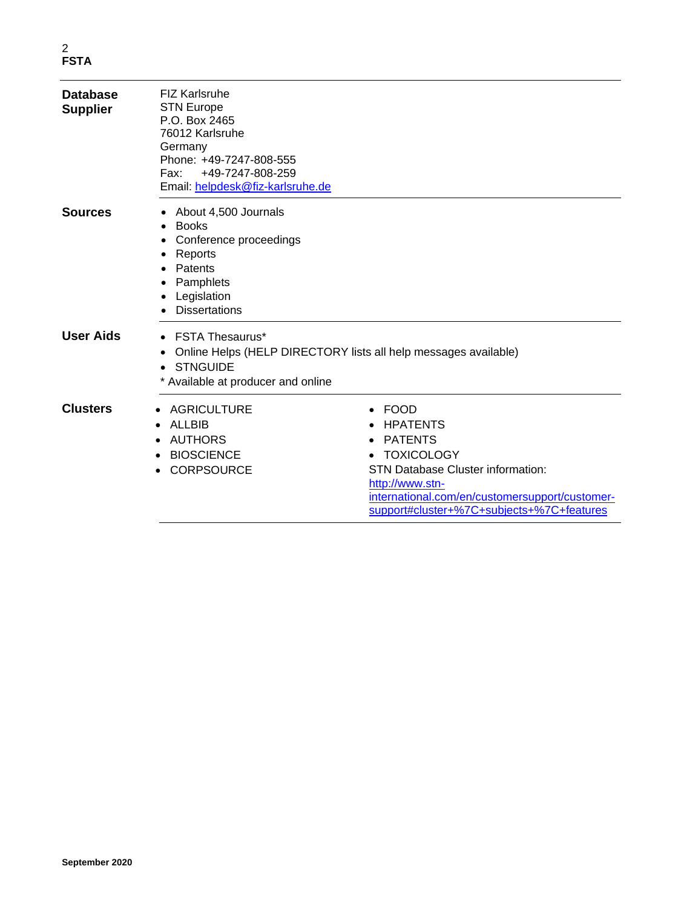| | |
|---|---|
| **Database Supplier** | FIZ Karlsruhe<br>STN Europe<br>P.O. Box 2465<br>76012 Karlsruhe<br>Germany<br>Phone: +49-7247-808-555<br>Fax: +49-7247-808-259<br>Email: helpdesk@fiz-karlsruhe.de |
| **Sources** | • About 4,500 Journals<br>• Books<br>• Conference proceedings<br>• Reports<br>• Patents<br>• Pamphlets<br>• Legislation<br>• Dissertations |
| **User Aids** | • FSTA Thesaurus*<br>• Online Helps (HELP DIRECTORY lists all help messages available)<br>• STNGUIDE<br>* Available at producer and online |
| **Clusters** | • AGRICULTURE<br>• ALLBIB<br>• AUTHORS<br>• BIOSCIENCE<br>• CORPSOURCE<br>• FOOD<br>• HPATENTS<br>• PATENTS<br>• TOXICOLOGY<br>STN Database Cluster information:<br>http://www.stn-international.com/en/customersupport/customer-support#cluster+%7C+subjects+%7C+features |

September 2020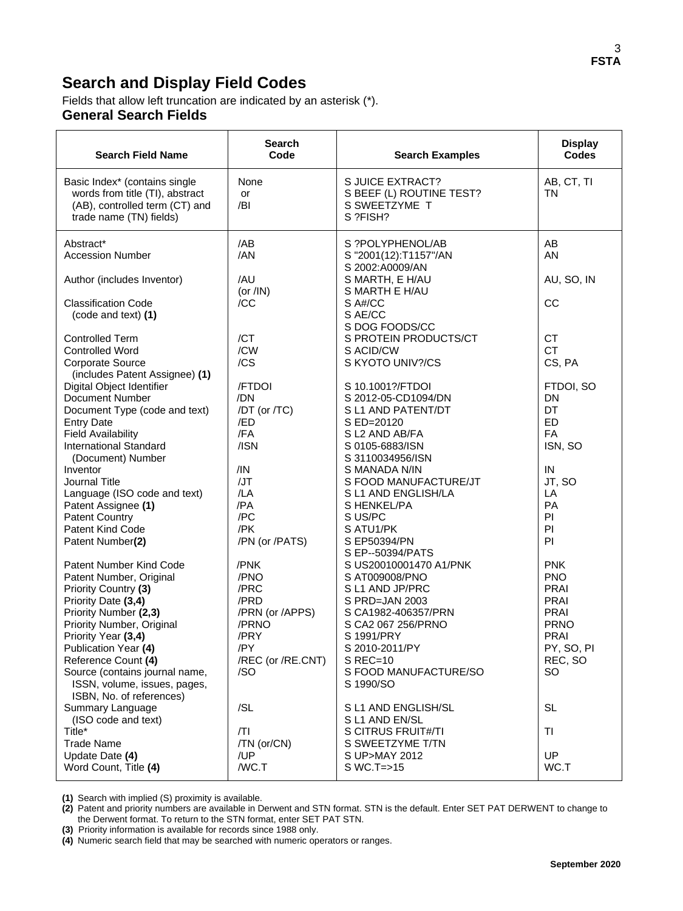# Search and Display Field Codes

Fields that allow left truncation are indicated by an asterisk (*).

## General Search Fields

| Search Field Name | Search Code | Search Examples | Display Codes |
|---|---|---|---|
| Basic Index* (contains single words from title (TI), abstract (AB), controlled term (CT) and trade name (TN) fields) | None or /BI | S JUICE EXTRACT?<br>S BEEF (L) ROUTINE TEST?<br>S SWEETZYME T<br>S ?FISH? | AB, CT, TI TN |
| Abstract* | /AB | S ?POLYPHENOL/AB | AB |
| Accession Number | /AN | S "2001(12):T1157"/AN<br>S 2002:A0009/AN | AN |
| Author (includes Inventor) | /AU (or /IN) | S MARTH, E H/AU<br>S MARTH E H/AU | AU, SO, IN |
| Classification Code (code and text) **(1)** | /CC | S A#/CC<br>S AE/CC<br>S DOG FOODS/CC | CC |
| Controlled Term | /CT | S PROTEIN PRODUCTS/CT | CT |
| Controlled Word | /CW | S ACID/CW | CT |
| Corporate Source (includes Patent Assignee) **(1)** | /CS | S KYOTO UNIV?/CS | CS, PA |
| Digital Object Identifier | /FTDOI | S 10.1001?/FTDOI | FTDOI, SO |
| Document Number | /DN | S 2012-05-CD1094/DN | DN |
| Document Type (code and text) | /DT (or /TC) | S L1 AND PATENT/DT | DT |
| Entry Date | /ED | S ED=20120 | ED |
| Field Availability | /FA | S L2 AND AB/FA | FA |
| International Standard (Document) Number | /ISN | S 0105-6883/ISN<br>S 3110034956/ISN | ISN, SO |
| Inventor | /IN | S MANADA N/IN | IN |
| Journal Title | /JT | S FOOD MANUFACTURE/JT | JT, SO |
| Language (ISO code and text) | /LA | S L1 AND ENGLISH/LA | LA |
| Patent Assignee **(1)** | /PA | S HENKEL/PA | PA |
| Patent Country | /PC | S US/PC | PI |
| Patent Kind Code | /PK | S ATU1/PK | PI |
| Patent Number**(2)** | /PN (or /PATS) | S EP50394/PN<br>S EP--50394/PATS | PI |
| Patent Number Kind Code | /PNK | S US20010001470 A1/PNK | PNK |
| Patent Number, Original | /PNO | S AT009008/PNO | PNO |
| Priority Country **(3)** | /PRC | S L1 AND JP/PRC | PRAI |
| Priority Date **(3,4)** | /PRD | S PRD=JAN 2003 | PRAI |
| Priority Number **(2,3)** | /PRN (or /APPS) | S CA1982-406357/PRN | PRAI |
| Priority Number, Original | /PRNO | S CA2 067 256/PRNO | PRNO |
| Priority Year **(3,4)** | /PRY | S 1991/PRY | PRAI |
| Publication Year **(4)** | /PY | S 2010-2011/PY | PY, SO, PI |
| Reference Count **(4)** | /REC (or /RE.CNT) | S REC=10 | REC, SO |
| Source (contains journal name, ISSN, volume, issues, pages, ISBN, No. of references) | /SO | S FOOD MANUFACTURE/SO<br>S 1990/SO | SO |
| Summary Language (ISO code and text) | /SL | S L1 AND ENGLISH/SL<br>S L1 AND EN/SL | SL |
| Title* | /TI | S CITRUS FRUIT#/TI | TI |
| Trade Name | /TN (or/CN) | S SWEETZYME T/TN | |
| Update Date **(4)** | /UP | S UP>MAY 2012 | UP |
| Word Count, Title **(4)** | /WC.T | S WC.T=>15 | WC.T |

**(1)** Search with implied (S) proximity is available.
**(2)** Patent and priority numbers are available in Derwent and STN format. STN is the default. Enter SET PAT DERWENT to change to the Derwent format. To return to the STN format, enter SET PAT STN.
**(3)** Priority information is available for records since 1988 only.
**(4)** Numeric search field that may be searched with numeric operators or ranges.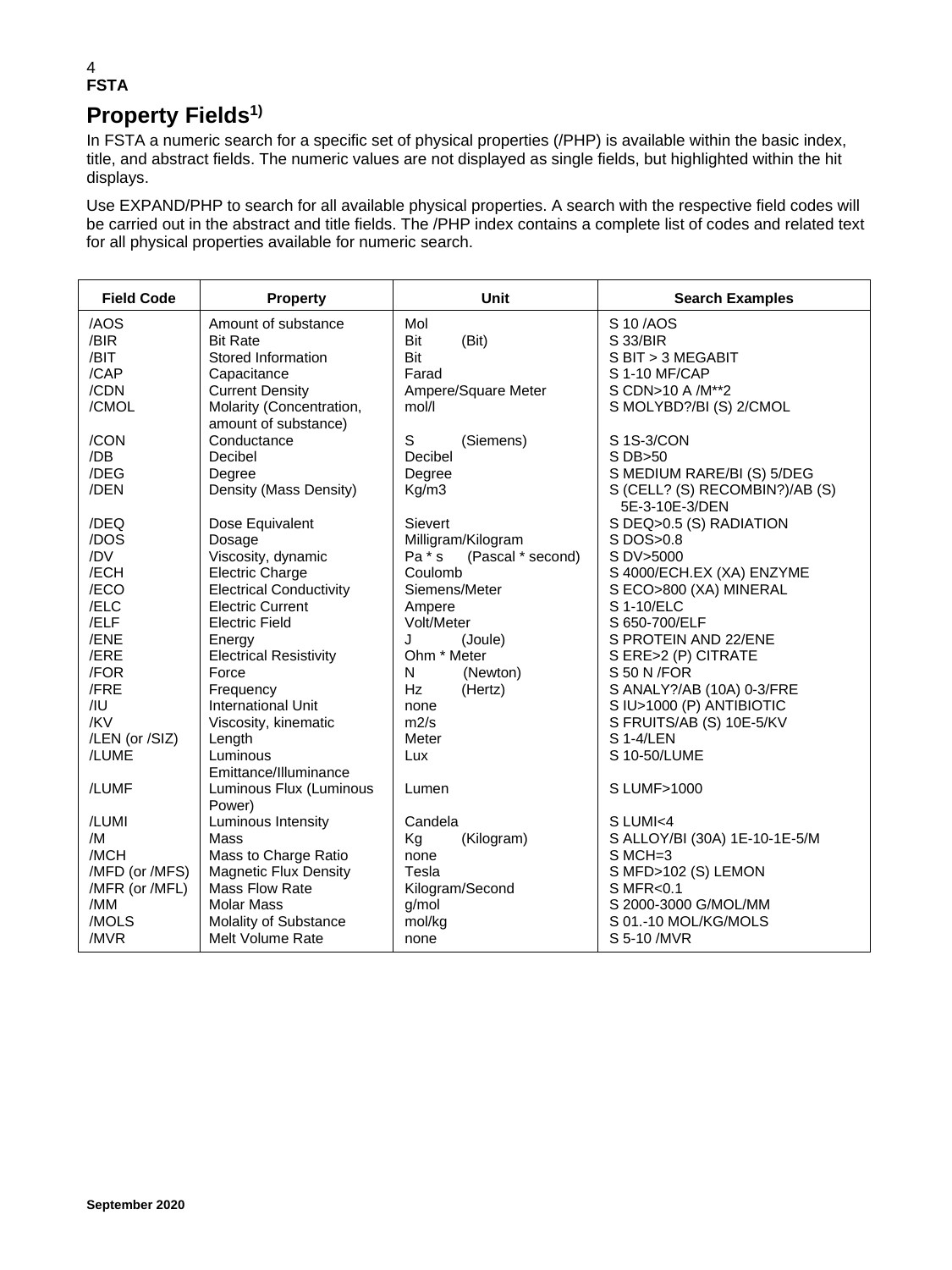## Property Fields[1)]

In FSTA a numeric search for a specific set of physical properties (/PHP) is available within the basic index, title, and abstract fields. The numeric values are not displayed as single fields, but highlighted within the hit displays.

Use EXPAND/PHP to search for all available physical properties. A search with the respective field codes will be carried out in the abstract and title fields. The /PHP index contains a complete list of codes and related text for all physical properties available for numeric search.

| Field Code | Property | Unit | Search Examples |
|---|---|---|---|
| /AOS | Amount of substance | Mol | S 10 /AOS |
| /BIR | Bit Rate | Bit (Bit) | S 33/BIR |
| /BIT | Stored Information | Bit | S BIT > 3 MEGABIT |
| /CAP | Capacitance | Farad | S 1-10 MF/CAP |
| /CDN | Current Density | Ampere/Square Meter | S CDN>10 A /M**2 |
| /CMOL | Molarity (Concentration, amount of substance) | mol/l | S MOLYBD?/BI (S) 2/CMOL |
| /CON | Conductance | S (Siemens) | S 1S-3/CON |
| /DB | Decibel | Decibel | S DB>50 |
| /DEG | Degree | Degree | S MEDIUM RARE/BI (S) 5/DEG |
| /DEN | Density (Mass Density) | Kg/m3 | S (CELL? (S) RECOMBIN?)/AB (S) 5E-3-10E-3/DEN |
| /DEQ | Dose Equivalent | Sievert | S DEQ>0.5 (S) RADIATION |
| /DOS | Dosage | Milligram/Kilogram | S DOS>0.8 |
| /DV | Viscosity, dynamic | Pa * s (Pascal * second) | S DV>5000 |
| /ECH | Electric Charge | Coulomb | S 4000/ECH.EX (XA) ENZYME |
| /ECO | Electrical Conductivity | Siemens/Meter | S ECO>800 (XA) MINERAL |
| /ELC | Electric Current | Ampere | S 1-10/ELC |
| /ELF | Electric Field | Volt/Meter | S 650-700/ELF |
| /ENE | Energy | J (Joule) | S PROTEIN AND 22/ENE |
| /ERE | Electrical Resistivity | Ohm * Meter | S ERE>2 (P) CITRATE |
| /FOR | Force | N (Newton) | S 50 N /FOR |
| /FRE | Frequency | Hz (Hertz) | S ANALY?/AB (10A) 0-3/FRE |
| /IU | International Unit | none | S IU>1000 (P) ANTIBIOTIC |
| /KV | Viscosity, kinematic | m2/s | S FRUITS/AB (S) 10E-5/KV |
| /LEN (or /SIZ) | Length | Meter | S 1-4/LEN |
| /LUME | Luminous Emittance/Illuminance | Lux | S 10-50/LUME |
| /LUMF | Luminous Flux (Luminous Power) | Lumen | S LUMF>1000 |
| /LUMI | Luminous Intensity | Candela | S LUMI<4 |
| /M | Mass | Kg (Kilogram) | S ALLOY/BI (30A) 1E-10-1E-5/M |
| /MCH | Mass to Charge Ratio | none | S MCH=3 |
| /MFD (or /MFS) | Magnetic Flux Density | Tesla | S MFD>102 (S) LEMON |
| /MFR (or /MFL) | Mass Flow Rate | Kilogram/Second | S MFR<0.1 |
| /MM | Molar Mass | g/mol | S 2000-3000 G/MOL/MM |
| /MOLS | Molality of Substance | mol/kg | S 01.-10 MOL/KG/MOLS |
| /MVR | Melt Volume Rate | none | S 5-10 /MVR |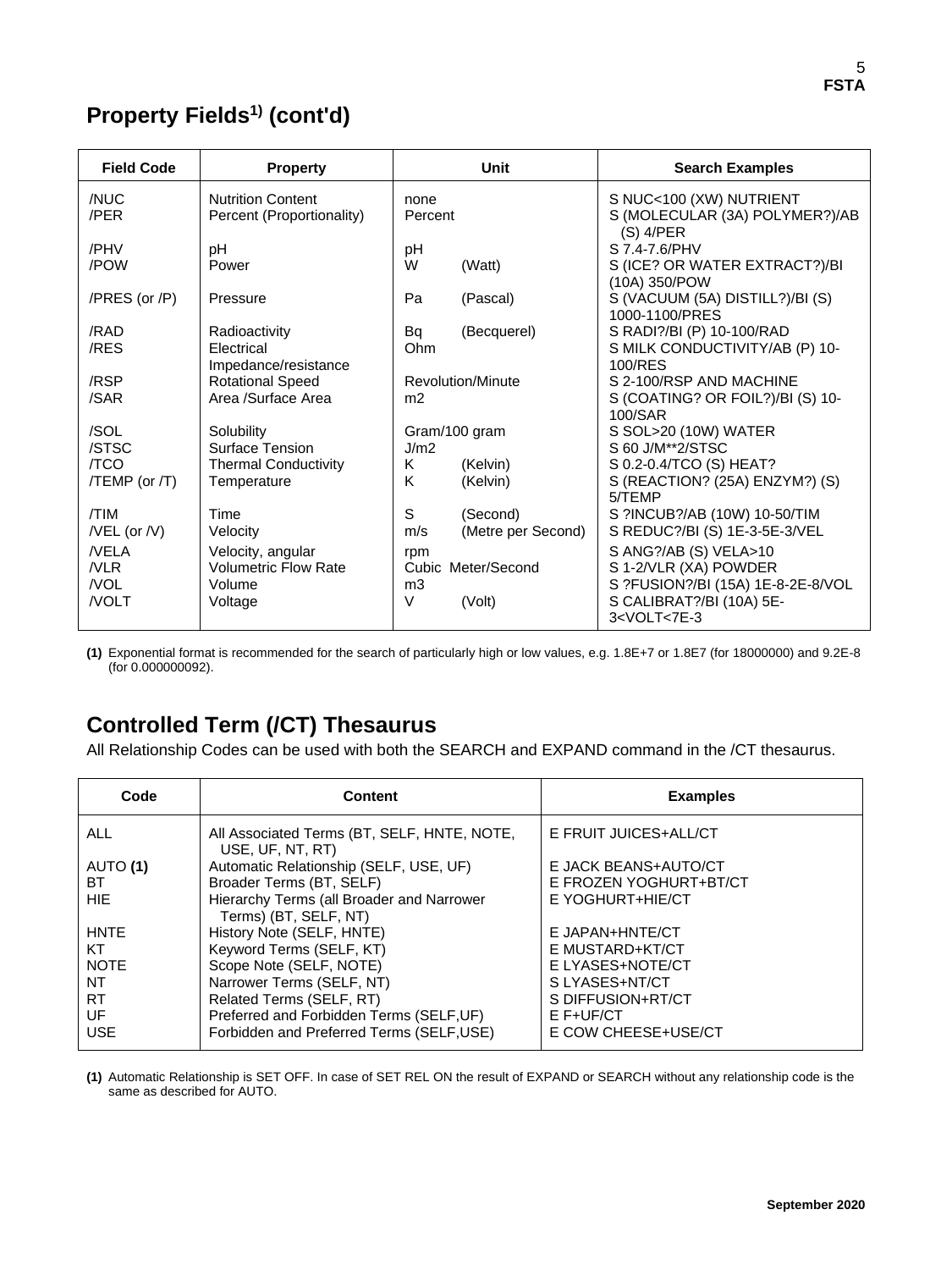## Property Fields[1] (cont'd)

| Field Code | Property | Unit | | Search Examples |
|---|---|---|---|---|
| /NUC | Nutrition Content | none | | S NUC<100 (XW) NUTRIENT |
| /PER | Percent (Proportionality) | Percent | | S (MOLECULAR (3A) POLYMER?)/AB (S) 4/PER |
| /PHV | pH | pH | | S 7.4-7.6/PHV |
| /POW | Power | W | (Watt) | S (ICE? OR WATER EXTRACT?)/BI (10A) 350/POW |
| /PRES (or /P) | Pressure | Pa | (Pascal) | S (VACUUM (5A) DISTILL?)/BI (S) 1000-1100/PRES |
| /RAD | Radioactivity | Bq | (Becquerel) | S RADI?/BI (P) 10-100/RAD |
| /RES | Electrical Impedance/resistance | Ohm | | S MILK CONDUCTIVITY/AB (P) 10-100/RES |
| /RSP | Rotational Speed | Revolution/Minute | | S 2-100/RSP AND MACHINE |
| /SAR | Area /Surface Area | m2 | | S (COATING? OR FOIL?)/BI (S) 10-100/SAR |
| /SOL | Solubility | Gram/100 gram | | S SOL>20 (10W) WATER |
| /STSC | Surface Tension | J/m2 | | S 60 J/M**2/STSC |
| /TCO | Thermal Conductivity | K | (Kelvin) | S 0.2-0.4/TCO (S) HEAT? |
| /TEMP (or /T) | Temperature | K | (Kelvin) | S (REACTION? (25A) ENZYM?) (S) 5/TEMP |
| /TIM | Time | S | (Second) | S ?INCUB?/AB (10W) 10-50/TIM |
| /VEL (or /V) | Velocity | m/s | (Metre per Second) | S REDUC?/BI (S) 1E-3-5E-3/VEL |
| /VELA | Velocity, angular | rpm | | S ANG?/AB (S) VELA>10 |
| /VLR | Volumetric Flow Rate | Cubic Meter/Second | | S 1-2/VLR (XA) POWDER |
| /VOL | Volume | m3 | | S ?FUSION?/BI (15A) 1E-8-2E-8/VOL |
| /VOLT | Voltage | V | (Volt) | S CALIBRAT?/BI (10A) 5E-3<VOLT<7E-3 |

**(1)** Exponential format is recommended for the search of particularly high or low values, e.g. 1.8E+7 or 1.8E7 (for 18000000) and 9.2E-8 (for 0.000000092).

## Controlled Term (/CT) Thesaurus

All Relationship Codes can be used with both the SEARCH and EXPAND command in the /CT thesaurus.

| Code | Content | Examples |
|---|---|---|
| ALL | All Associated Terms (BT, SELF, HNTE, NOTE, USE, UF, NT, RT) | E FRUIT JUICES+ALL/CT |
| AUTO **(1)** | Automatic Relationship (SELF, USE, UF) | E JACK BEANS+AUTO/CT |
| BT | Broader Terms (BT, SELF) | E FROZEN YOGHURT+BT/CT |
| HIE | Hierarchy Terms (all Broader and Narrower Terms) (BT, SELF, NT) | E YOGHURT+HIE/CT |
| HNTE | History Note (SELF, HNTE) | E JAPAN+HNTE/CT |
| KT | Keyword Terms (SELF, KT) | E MUSTARD+KT/CT |
| NOTE | Scope Note (SELF, NOTE) | E LYASES+NOTE/CT |
| NT | Narrower Terms (SELF, NT) | S LYASES+NT/CT |
| RT | Related Terms (SELF, RT) | S DIFFUSION+RT/CT |
| UF | Preferred and Forbidden Terms (SELF,UF) | E F+UF/CT |
| USE | Forbidden and Preferred Terms (SELF,USE) | E COW CHEESE+USE/CT |

**(1)** Automatic Relationship is SET OFF. In case of SET REL ON the result of EXPAND or SEARCH without any relationship code is the same as described for AUTO.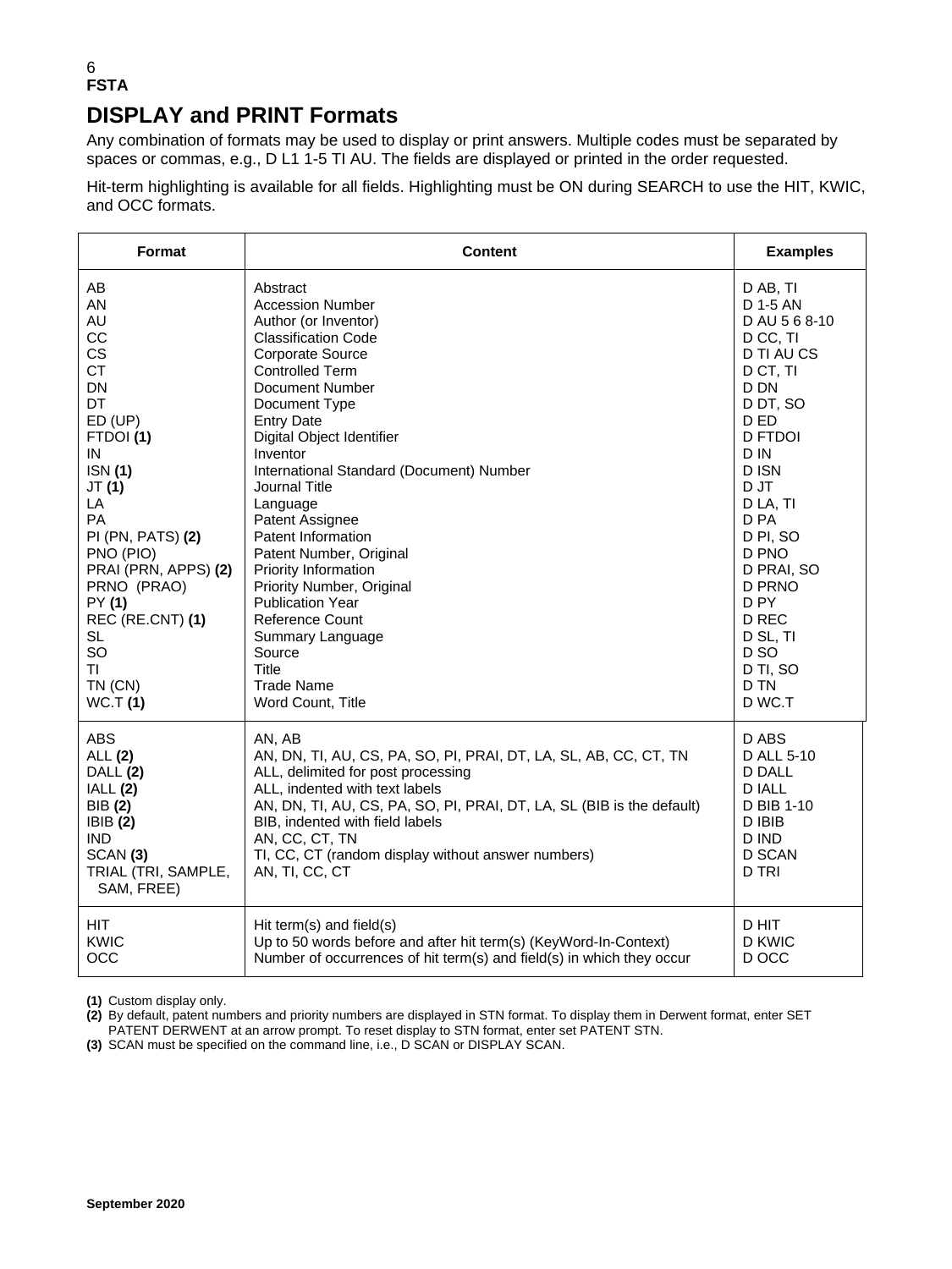## DISPLAY and PRINT Formats

Any combination of formats may be used to display or print answers. Multiple codes must be separated by spaces or commas, e.g., D L1 1-5 TI AU. The fields are displayed or printed in the order requested.

Hit-term highlighting is available for all fields. Highlighting must be ON during SEARCH to use the HIT, KWIC, and OCC formats.

| Format | Content | Examples |
|---|---|---|
| AB | Abstract | D AB, TI |
| AN | Accession Number | D 1-5 AN |
| AU | Author (or Inventor) | D AU 5 6 8-10 |
| CC | Classification Code | D CC, TI |
| CS | Corporate Source | D TI AU CS |
| CT | Controlled Term | D CT, TI |
| DN | Document Number | D DN |
| DT | Document Type | D DT, SO |
| ED (UP) | Entry Date | D ED |
| FTDOI **(1)** | Digital Object Identifier | D FTDOI |
| IN | Inventor | D IN |
| ISN **(1)** | International Standard (Document) Number | D ISN |
| JT **(1)** | Journal Title | D JT |
| LA | Language | D LA, TI |
| PA | Patent Assignee | D PA |
| PI (PN, PATS) **(2)** | Patent Information | D PI, SO |
| PNO (PIO) | Patent Number, Original | D PNO |
| PRAI (PRN, APPS) **(2)** | Priority Information | D PRAI, SO |
| PRNO (PRAO) | Priority Number, Original | D PRNO |
| PY **(1)** | Publication Year | D PY |
| REC (RE.CNT) **(1)** | Reference Count | D REC |
| SL | Summary Language | D SL, TI |
| SO | Source | D SO |
| TI | Title | D TI, SO |
| TN (CN) | Trade Name | D TN |
| WC.T **(1)** | Word Count, Title | D WC.T |
| ABS | AN, AB | D ABS |
| ALL **(2)** | AN, DN, TI, AU, CS, PA, SO, PI, PRAI, DT, LA, SL, AB, CC, CT, TN | D ALL 5-10 |
| DALL **(2)** | ALL, delimited for post processing | D DALL |
| IALL **(2)** | ALL, indented with text labels | D IALL |
| BIB **(2)** | AN, DN, TI, AU, CS, PA, SO, PI, PRAI, DT, LA, SL (BIB is the default) | D BIB 1-10 |
| IBIB **(2)** | BIB, indented with field labels | D IBIB |
| IND | AN, CC, CT, TN | D IND |
| SCAN **(3)** | TI, CC, CT (random display without answer numbers) | D SCAN |
| TRIAL (TRI, SAMPLE, SAM, FREE) | AN, TI, CC, CT | D TRI |
| HIT | Hit term(s) and field(s) | D HIT |
| KWIC | Up to 50 words before and after hit term(s) (KeyWord-In-Context) | D KWIC |
| OCC | Number of occurrences of hit term(s) and field(s) in which they occur | D OCC |

**(1)** Custom display only.

**(2)** By default, patent numbers and priority numbers are displayed in STN format. To display them in Derwent format, enter SET PATENT DERWENT at an arrow prompt. To reset display to STN format, enter set PATENT STN.

**(3)** SCAN must be specified on the command line, i.e., D SCAN or DISPLAY SCAN.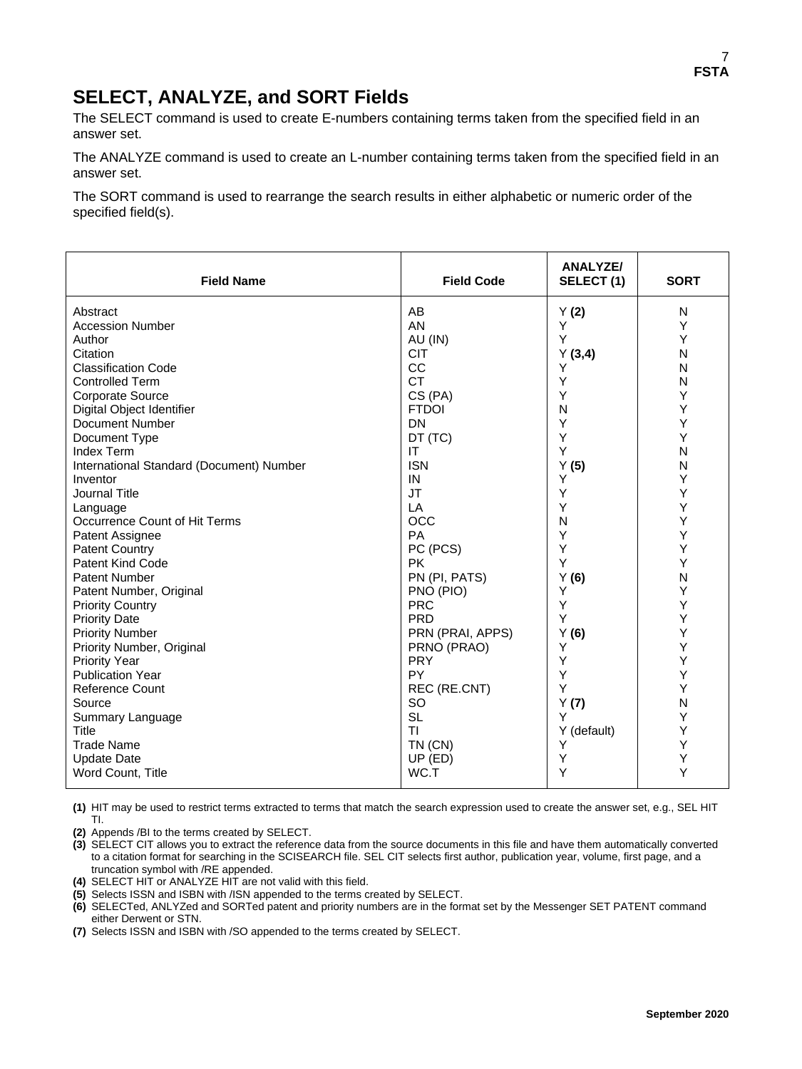## SELECT, ANALYZE, and SORT Fields

The SELECT command is used to create E-numbers containing terms taken from the specified field in an answer set.

The ANALYZE command is used to create an L-number containing terms taken from the specified field in an answer set.

The SORT command is used to rearrange the search results in either alphabetic or numeric order of the specified field(s).

| Field Name | Field Code | ANALYZE/ SELECT (1) | SORT |
|---|---|---|---|
| Abstract | AB | Y **(2)** | N |
| Accession Number | AN | Y | Y |
| Author | AU (IN) | Y | Y |
| Citation | CIT | Y **(3,4)** | N |
| Classification Code | CC | Y | N |
| Controlled Term | CT | Y | N |
| Corporate Source | CS (PA) | Y | Y |
| Digital Object Identifier | FTDOI | N | Y |
| Document Number | DN | Y | Y |
| Document Type | DT (TC) | Y | Y |
| Index Term | IT | Y | N |
| International Standard (Document) Number | ISN | Y **(5)** | N |
| Inventor | IN | Y | Y |
| Journal Title | JT | Y | Y |
| Language | LA | Y | Y |
| Occurrence Count of Hit Terms | OCC | N | Y |
| Patent Assignee | PA | Y | Y |
| Patent Country | PC (PCS) | Y | Y |
| Patent Kind Code | PK | Y | Y |
| Patent Number | PN (PI, PATS) | Y **(6)** | N |
| Patent Number, Original | PNO (PIO) | Y | Y |
| Priority Country | PRC | Y | Y |
| Priority Date | PRD | Y | Y |
| Priority Number | PRN (PRAI, APPS) | Y **(6)** | Y |
| Priority Number, Original | PRNO (PRAO) | Y | Y |
| Priority Year | PRY | Y | Y |
| Publication Year | PY | Y | Y |
| Reference Count | REC (RE.CNT) | Y | Y |
| Source | SO | Y **(7)** | N |
| Summary Language | SL | Y | Y |
| Title | TI | Y (default) | Y |
| Trade Name | TN (CN) | Y | Y |
| Update Date | UP (ED) | Y | Y |
| Word Count, Title | WC.T | Y | Y |

**(1)** HIT may be used to restrict terms extracted to terms that match the search expression used to create the answer set, e.g., SEL HIT TI.

**(2)** Appends /BI to the terms created by SELECT.

**(3)** SELECT CIT allows you to extract the reference data from the source documents in this file and have them automatically converted to a citation format for searching in the SCISEARCH file. SEL CIT selects first author, publication year, volume, first page, and a truncation symbol with /RE appended.

**(4)** SELECT HIT or ANALYZE HIT are not valid with this field.

**(5)** Selects ISSN and ISBN with /ISN appended to the terms created by SELECT.

**(6)** SELECTed, ANLYZEd and SORTed patent and priority numbers are in the format set by the Messenger SET PATENT command either Derwent or STN.

**(7)** Selects ISSN and ISBN with /SO appended to the terms created by SELECT.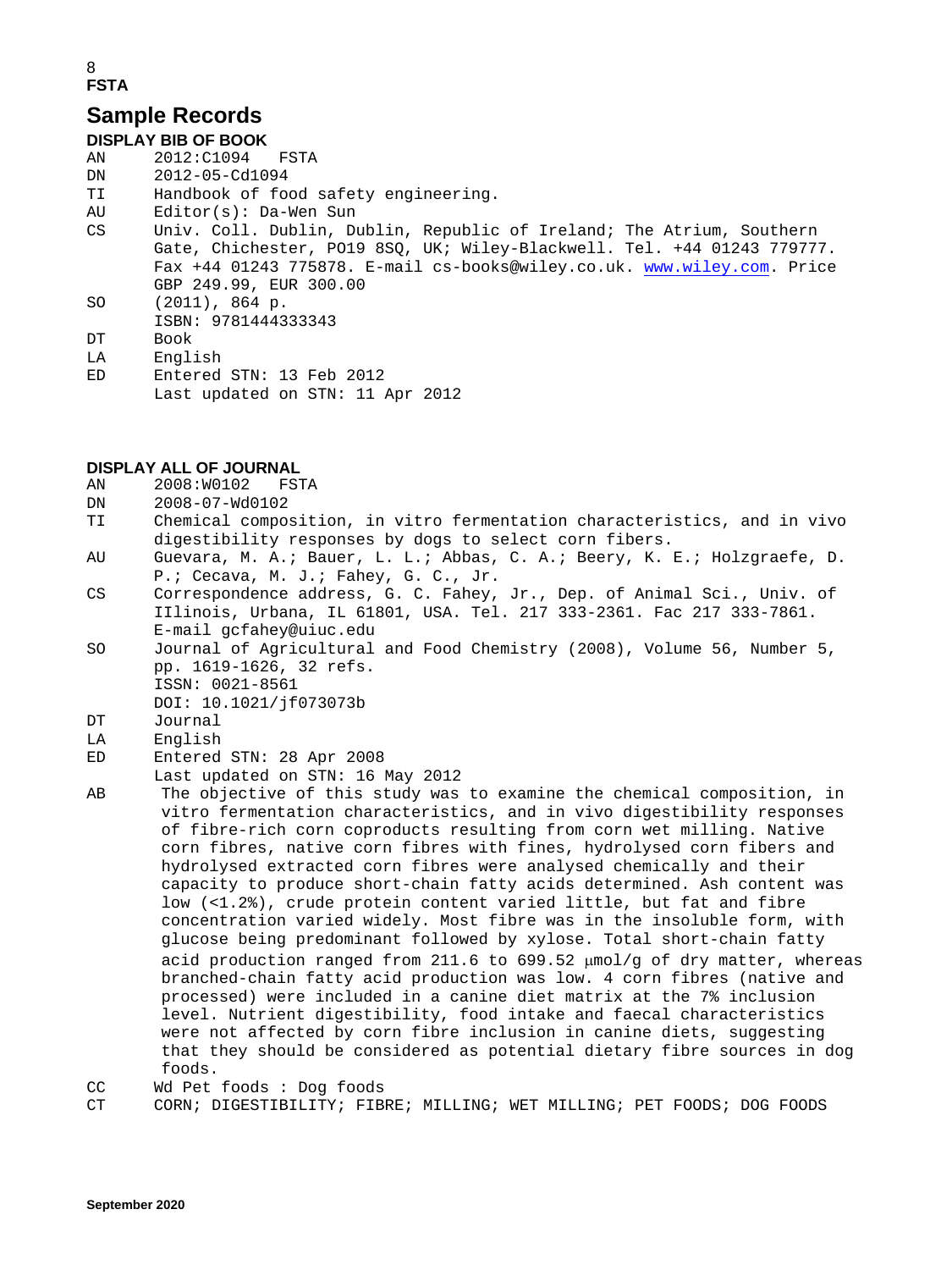## Sample Records

### DISPLAY BIB OF BOOK

```
AN      2012:C1094   FSTA
DN      2012-05-Cd1094
TI      Handbook of food safety engineering.
AU      Editor(s): Da-Wen Sun
CS      Univ. Coll. Dublin, Dublin, Republic of Ireland; The Atrium, Southern
        Gate, Chichester, PO19 8SQ, UK; Wiley-Blackwell. Tel. +44 01243 779777.
        Fax +44 01243 775878. E-mail cs-books@wiley.co.uk. www.wiley.com. Price
        GBP 249.99, EUR 300.00
SO      (2011), 864 p.
        ISBN: 9781444333343
DT      Book
LA      English
ED      Entered STN: 13 Feb 2012
        Last updated on STN: 11 Apr 2012
```

### DISPLAY ALL OF JOURNAL

```
AN      2008:W0102   FSTA
DN      2008-07-Wd0102
TI      Chemical composition, in vitro fermentation characteristics, and in vivo
        digestibility responses by dogs to select corn fibers.
AU      Guevara, M. A.; Bauer, L. L.; Abbas, C. A.; Beery, K. E.; Holzgraefe, D.
        P.; Cecava, M. J.; Fahey, G. C., Jr.
CS      Correspondence address, G. C. Fahey, Jr., Dep. of Animal Sci., Univ. of
        IIlinois, Urbana, IL 61801, USA. Tel. 217 333-2361. Fac 217 333-7861.
        E-mail gcfahey@uiuc.edu
SO      Journal of Agricultural and Food Chemistry (2008), Volume 56, Number 5,
        pp. 1619-1626, 32 refs.
        ISSN: 0021-8561
        DOI: 10.1021/jf073073b
DT      Journal
LA      English
ED      Entered STN: 28 Apr 2008
        Last updated on STN: 16 May 2012
AB       The objective of this study was to examine the chemical composition, in
         vitro fermentation characteristics, and in vivo digestibility responses
         of fibre-rich corn coproducts resulting from corn wet milling. Native
         corn fibres, native corn fibres with fines, hydrolysed corn fibers and
         hydrolysed extracted corn fibres were analysed chemically and their
         capacity to produce short-chain fatty acids determined. Ash content was
         low (<1.2%), crude protein content varied little, but fat and fibre
         concentration varied widely. Most fibre was in the insoluble form, with
         glucose being predominant followed by xylose. Total short-chain fatty
         acid production ranged from 211.6 to 699.52 μmol/g of dry matter, whereas
         branched-chain fatty acid production was low. 4 corn fibres (native and
         processed) were included in a canine diet matrix at the 7% inclusion
         level. Nutrient digestibility, food intake and faecal characteristics
         were not affected by corn fibre inclusion in canine diets, suggesting
         that they should be considered as potential dietary fibre sources in dog
         foods.
CC      Wd Pet foods : Dog foods
CT      CORN; DIGESTIBILITY; FIBRE; MILLING; WET MILLING; PET FOODS; DOG FOODS
```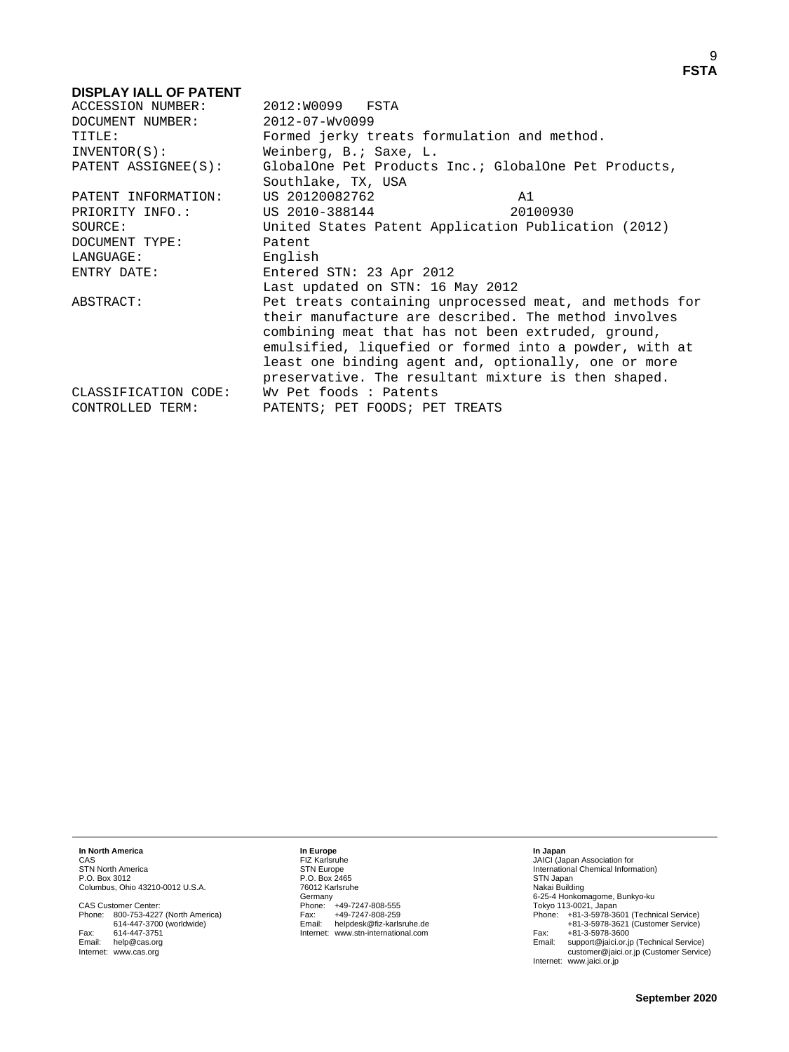## DISPLAY IALL OF PATENT

```
ACCESSION NUMBER:     2012:W0099  FSTA
DOCUMENT NUMBER:      2012-07-Wv0099
TITLE:                Formed jerky treats formulation and method.
INVENTOR(S):          Weinberg, B.; Saxe, L.
PATENT ASSIGNEE(S):   GlobalOne Pet Products Inc.; GlobalOne Pet Products,
                      Southlake, TX, USA
PATENT INFORMATION:   US 20120082762                A1
PRIORITY INFO.:       US 2010-388144                20100930
SOURCE:               United States Patent Application Publication (2012)
DOCUMENT TYPE:        Patent
LANGUAGE:             English
ENTRY DATE:           Entered STN: 23 Apr 2012
                      Last updated on STN: 16 May 2012
ABSTRACT:             Pet treats containing unprocessed meat, and methods for
                      their manufacture are described. The method involves
                      combining meat that has not been extruded, ground,
                      emulsified, liquefied or formed into a powder, with at
                      least one binding agent and, optionally, one or more
                      preservative. The resultant mixture is then shaped.
CLASSIFICATION CODE:  Wv Pet foods : Patents
CONTROLLED TERM:      PATENTS; PET FOODS; PET TREATS
```

**In North America**
CAS
STN North America
P.O. Box 3012
Columbus, Ohio 43210-0012 U.S.A.

CAS Customer Center:
Phone: 800-753-4227 (North America)
614-447-3700 (worldwide)
Fax: 614-447-3751
Email: help@cas.org
Internet: www.cas.org

**In Europe**
FIZ Karlsruhe
STN Europe
P.O. Box 2465
76012 Karlsruhe
Germany
Phone: +49-7247-808-555
Fax: +49-7247-808-259
Email: helpdesk@fiz-karlsruhe.de
Internet: www.stn-international.com

**In Japan**
JAICI (Japan Association for International Chemical Information)
STN Japan
Nakai Building
6-25-4 Honkomagome, Bunkyo-ku
Tokyo 113-0021, Japan
Phone: +81-3-5978-3601 (Technical Service)
+81-3-5978-3621 (Customer Service)
Fax: +81-3-5978-3600
Email: support@jaici.or.jp (Technical Service)
customer@jaici.or.jp (Customer Service)
Internet: www.jaici.or.jp

**September 2020**